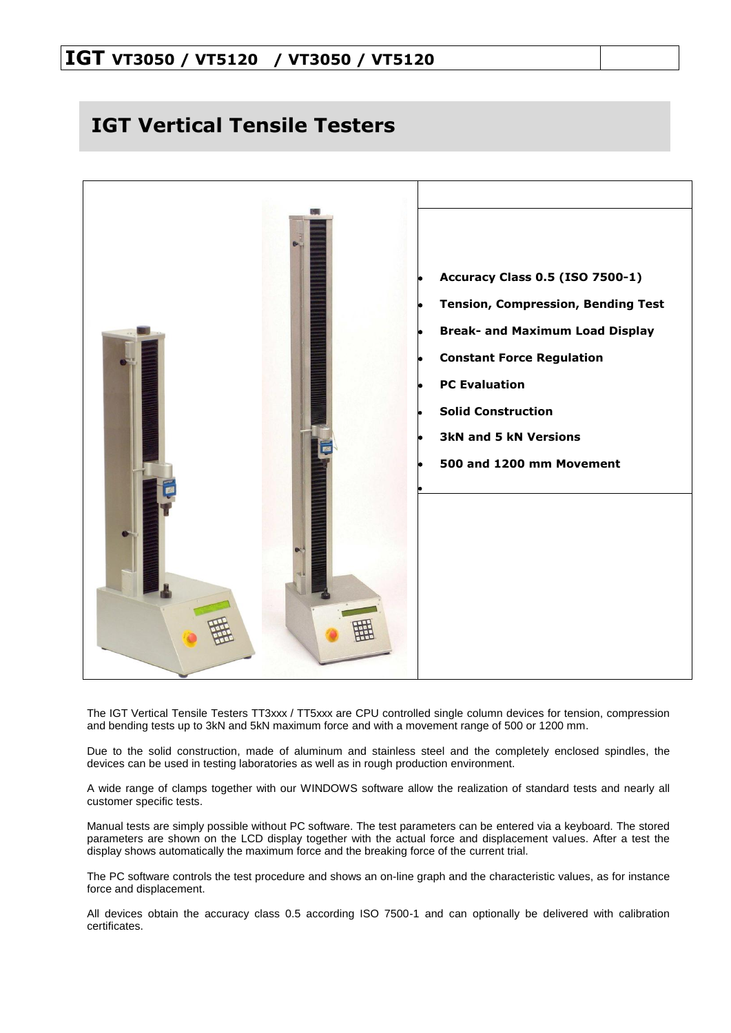# IGT VT3050 / VT5120 / VT3050 / VT5120

## IGT Vertical Tensile Testers

- **Accuracy Class 0.5 (ISO 7500-1)**
- **Tension, Compression, Bending Test**
- **Break- and Maximum Load Display**
- **Constant Force Regulation**
- **PC Evaluation**
- **Solid Construction**
- **3kN and 5 kN Versions**
- **500 and 1200 mm Movement**

The IGT Vertical Tensile Testers TT3xxx / TT5xxx are CPU controlled single column devices for tension, compression and bending tests up to 3kN and 5kN maximum force and with a movement range of 500 or 1200 mm.

Due to the solid construction, made of aluminum and stainless steel and the completely enclosed spindles, the devices can be used in testing laboratories as well as in rough production environment.

A wide range of clamps together with our WINDOWS software allow the realization of standard tests and nearly all customer specific tests.

Manual tests are simply possible without PC software. The test parameters can be entered via a keyboard. The stored parameters are shown on the LCD display together with the actual force and displacement values. After a test the display shows automatically the maximum force and the breaking force of the current trial.

The PC software controls the test procedure and shows an on-line graph and the characteristic values, as for instance force and displacement.

All devices obtain the accuracy class 0.5 according ISO 7500-1 and can optionally be delivered with calibration certificates.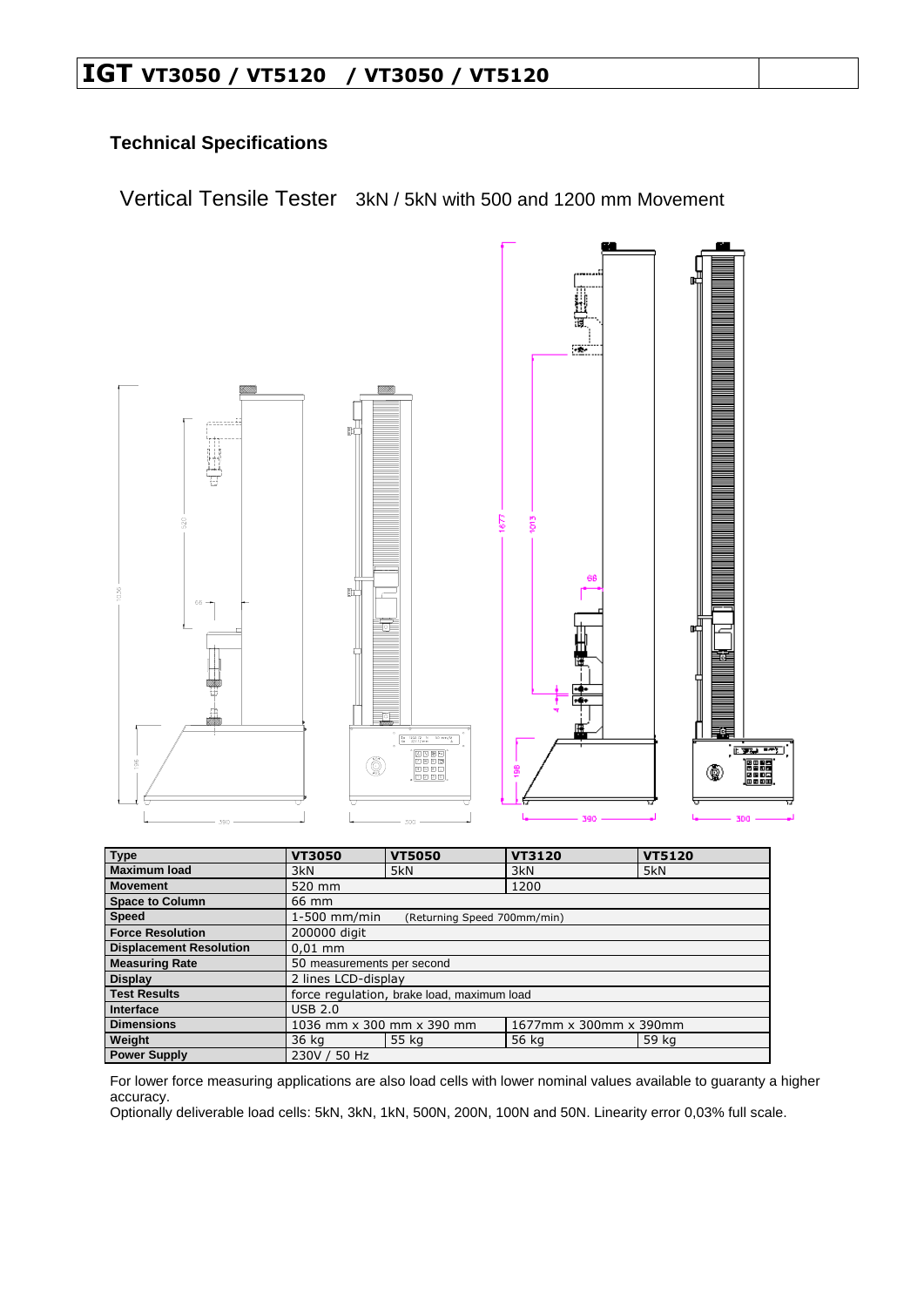# IGT VT3050 / VT5120 / VT3050 / VT5120

### Technical Specifications

Vertical Tensile Tester 3kN / 5kN with 500 and 1200 mm Movement

| Type | VT3050 | VT5050 | VT3120 | VT5120 |
|---|---|---|---|---|
| Maximum load | 3kN | 5kN | 3kN | 5kN |
| Movement | 520 mm | | 1200 | |
| Space to Column | 66 mm | | | |
| Speed | 1-500 mm/min (Returning Speed 700mm/min) | | | |
| Force Resolution | 200000 digit | | | |
| Displacement Resolution | 0,01 mm | | | |
| Measuring Rate | 50 measurements per second | | | |
| Display | 2 lines LCD-display | | | |
| Test Results | force regulation, brake load, maximum load | | | |
| Interface | USB 2.0 | | | |
| Dimensions | 1036 mm x 300 mm x 390 mm | | 1677mm x 300mm x 390mm | |
| Weight | 36 kg | 55 kg | 56 kg | 59 kg |
| Power Supply | 230V / 50 Hz | | | |

For lower force measuring applications are also load cells with lower nominal values available to guaranty a higher accuracy.
Optionally deliverable load cells: 5kN, 3kN, 1kN, 500N, 200N, 100N and 50N. Linearity error 0,03% full scale.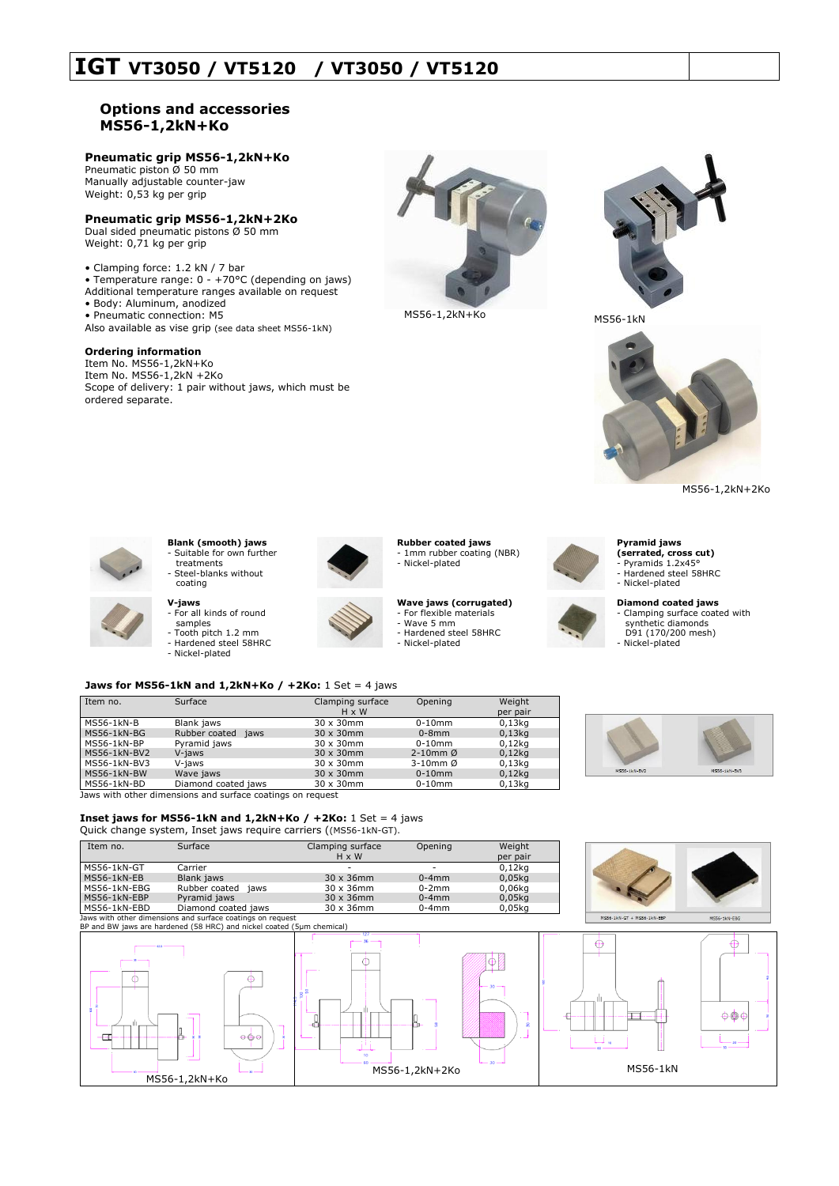# IGT VT3050 / VT5120 / VT3050 / VT5120

## Options and accessories MS56-1,2kN+Ko

### Pneumatic grip MS56-1,2kN+Ko

Pneumatic piston Ø 50 mm
Manually adjustable counter-jaw
Weight: 0,53 kg per grip

### Pneumatic grip MS56-1,2kN+2Ko

Dual sided pneumatic pistons Ø 50 mm
Weight: 0,71 kg per grip

- Clamping force: 1.2 kN / 7 bar
- Temperature range: 0 - +70°C (depending on jaws)

Additional temperature ranges available on request

- Body: Aluminum, anodized
- Pneumatic connection: M5

Also available as vise grip (see data sheet MS56-1kN)

### Ordering information

Item No. MS56-1,2kN+Ko
Item No. MS56-1,2kN +2Ko
Scope of delivery: 1 pair without jaws, which must be ordered separate.

MS56-1,2kN+Ko

MS56-1kN

MS56-1,2kN+2Ko

**Blank (smooth) jaws**
- Suitable for own further treatments
- Steel-blanks without coating

**V-jaws**
- For all kinds of round samples
- Tooth pitch 1.2 mm
- Hardened steel 58HRC
- Nickel-plated

**Rubber coated jaws**
- 1mm rubber coating (NBR)
- Nickel-plated

**Wave jaws (corrugated)**
- For flexible materials
- Wave 5 mm
- Hardened steel 58HRC
- Nickel-plated

**Pyramid jaws (serrated, cross cut)**
- Pyramids 1.2x45°
- Hardened steel 58HRC
- Nickel-plated

**Diamond coated jaws**
- Clamping surface coated with synthetic diamonds D91 (170/200 mesh)
- Nickel-plated

**Jaws for MS56-1kN and 1,2kN+Ko / +2Ko:** 1 Set = 4 jaws

| Item no. | Surface | Clamping surface H x W | Opening | Weight per pair |
|---|---|---|---|---|
| MS56-1kN-B | Blank jaws | 30 x 30mm | 0-10mm | 0,13kg |
| MS56-1kN-BG | Rubber coated jaws | 30 x 30mm | 0-8mm | 0,13kg |
| MS56-1kN-BP | Pyramid jaws | 30 x 30mm | 0-10mm | 0,12kg |
| MS56-1kN-BV2 | V-jaws | 30 x 30mm | 2-10mm Ø | 0,12kg |
| MS56-1kN-BV3 | V-jaws | 30 x 30mm | 3-10mm Ø | 0,13kg |
| MS56-1kN-BW | Wave jaws | 30 x 30mm | 0-10mm | 0,12kg |
| MS56-1kN-BD | Diamond coated jaws | 30 x 30mm | 0-10mm | 0,13kg |

Jaws with other dimensions and surface coatings on request

MS56-1kN-BV2 MS56-1kN-BV3

**Inset jaws for MS56-1kN and 1,2kN+Ko / +2Ko:** 1 Set = 4 jaws
Quick change system, Inset jaws require carriers ((MS56-1kN-GT).

| Item no. | Surface | Clamping surface H x W | Opening | Weight per pair |
|---|---|---|---|---|
| MS56-1kN-GT | Carrier | - | - | 0,12kg |
| MS56-1kN-EB | Blank jaws | 30 x 36mm | 0-4mm | 0,05kg |
| MS56-1kN-EBG | Rubber coated jaws | 30 x 36mm | 0-2mm | 0,06kg |
| MS56-1kN-EBP | Pyramid jaws | 30 x 36mm | 0-4mm | 0,05kg |
| MS56-1kN-EBD | Diamond coated jaws | 30 x 36mm | 0-4mm | 0,05kg |

Jaws with other dimensions and surface coatings on request
BP and BW jaws are hardened (58 HRC) and nickel coated (5µm chemical)

MS56-1kN-GT + MS56-1kN-EBP MS56-1kN-EBG

MS56-1,2kN+Ko

MS56-1,2kN+2Ko

MS56-1kN